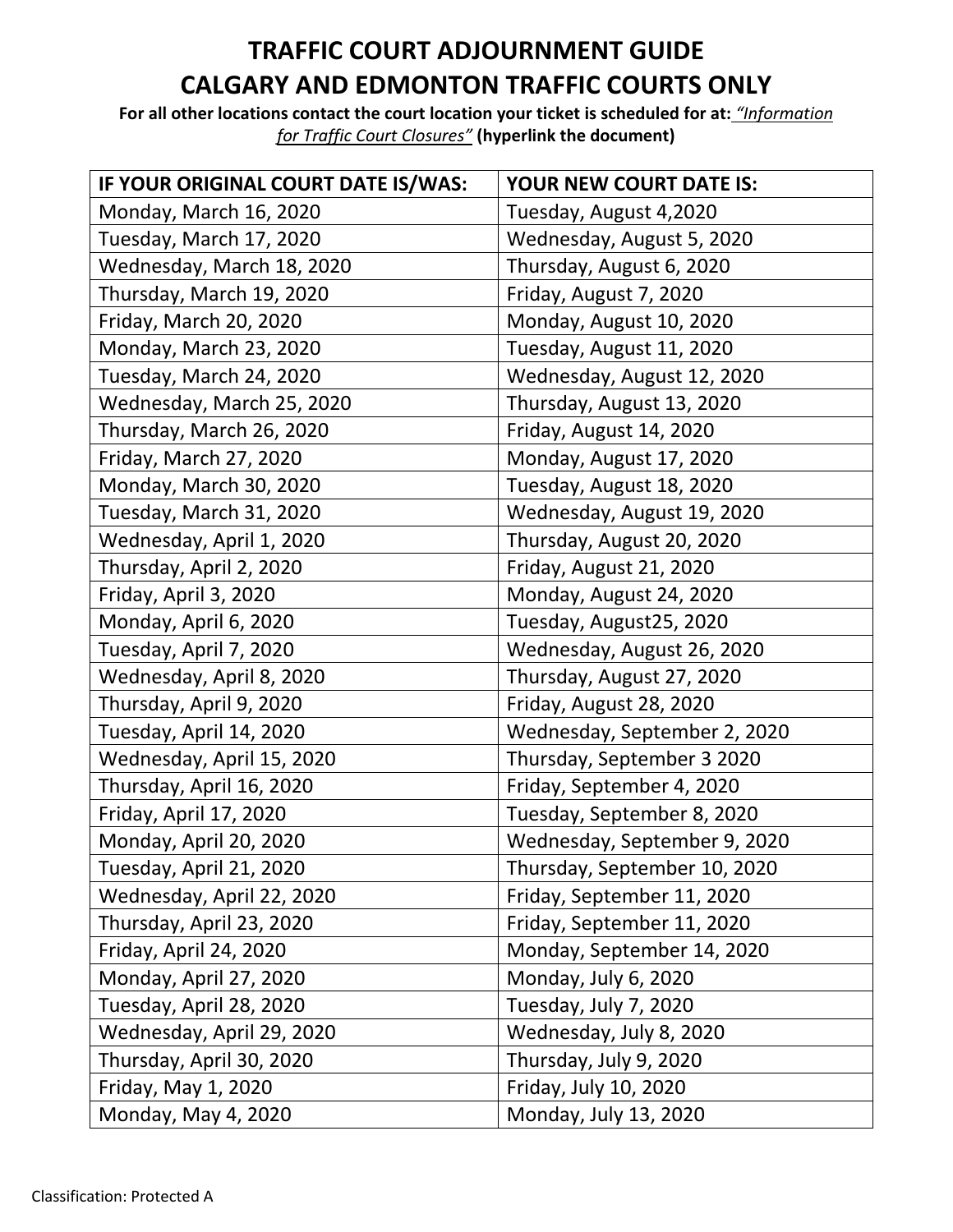# TRAFFIC COURT ADJOURNMENT GUIDE
# CALGARY AND EDMONTON TRAFFIC COURTS ONLY

**For all other locations contact the court location your ticket is scheduled for at:** *"Information for Traffic Court Closures"* **(hyperlink the document)**

| IF YOUR ORIGINAL COURT DATE IS/WAS: | YOUR NEW COURT DATE IS: |
|---|---|
| Monday, March 16, 2020 | Tuesday, August 4,2020 |
| Tuesday, March 17, 2020 | Wednesday, August 5, 2020 |
| Wednesday, March 18, 2020 | Thursday, August 6, 2020 |
| Thursday, March 19, 2020 | Friday, August 7, 2020 |
| Friday, March 20, 2020 | Monday, August 10, 2020 |
| Monday, March 23, 2020 | Tuesday, August 11, 2020 |
| Tuesday, March 24, 2020 | Wednesday, August 12, 2020 |
| Wednesday, March 25, 2020 | Thursday, August 13, 2020 |
| Thursday, March 26, 2020 | Friday, August 14, 2020 |
| Friday, March 27, 2020 | Monday, August 17, 2020 |
| Monday, March 30, 2020 | Tuesday, August 18, 2020 |
| Tuesday, March 31, 2020 | Wednesday, August 19, 2020 |
| Wednesday, April 1, 2020 | Thursday, August 20, 2020 |
| Thursday, April 2, 2020 | Friday, August 21, 2020 |
| Friday, April 3, 2020 | Monday, August 24, 2020 |
| Monday, April 6, 2020 | Tuesday, August25, 2020 |
| Tuesday, April 7, 2020 | Wednesday, August 26, 2020 |
| Wednesday, April 8, 2020 | Thursday, August 27, 2020 |
| Thursday, April 9, 2020 | Friday, August 28, 2020 |
| Tuesday, April 14, 2020 | Wednesday, September 2, 2020 |
| Wednesday, April 15, 2020 | Thursday, September 3 2020 |
| Thursday, April 16, 2020 | Friday, September 4, 2020 |
| Friday, April 17, 2020 | Tuesday, September 8, 2020 |
| Monday, April 20, 2020 | Wednesday, September 9, 2020 |
| Tuesday, April 21, 2020 | Thursday, September 10, 2020 |
| Wednesday, April 22, 2020 | Friday, September 11, 2020 |
| Thursday, April 23, 2020 | Friday, September 11, 2020 |
| Friday, April 24, 2020 | Monday, September 14, 2020 |
| Monday, April 27, 2020 | Monday, July 6, 2020 |
| Tuesday, April 28, 2020 | Tuesday, July 7, 2020 |
| Wednesday, April 29, 2020 | Wednesday, July 8, 2020 |
| Thursday, April 30, 2020 | Thursday, July 9, 2020 |
| Friday, May 1, 2020 | Friday, July 10, 2020 |
| Monday, May 4, 2020 | Monday, July 13, 2020 |

Classification: Protected A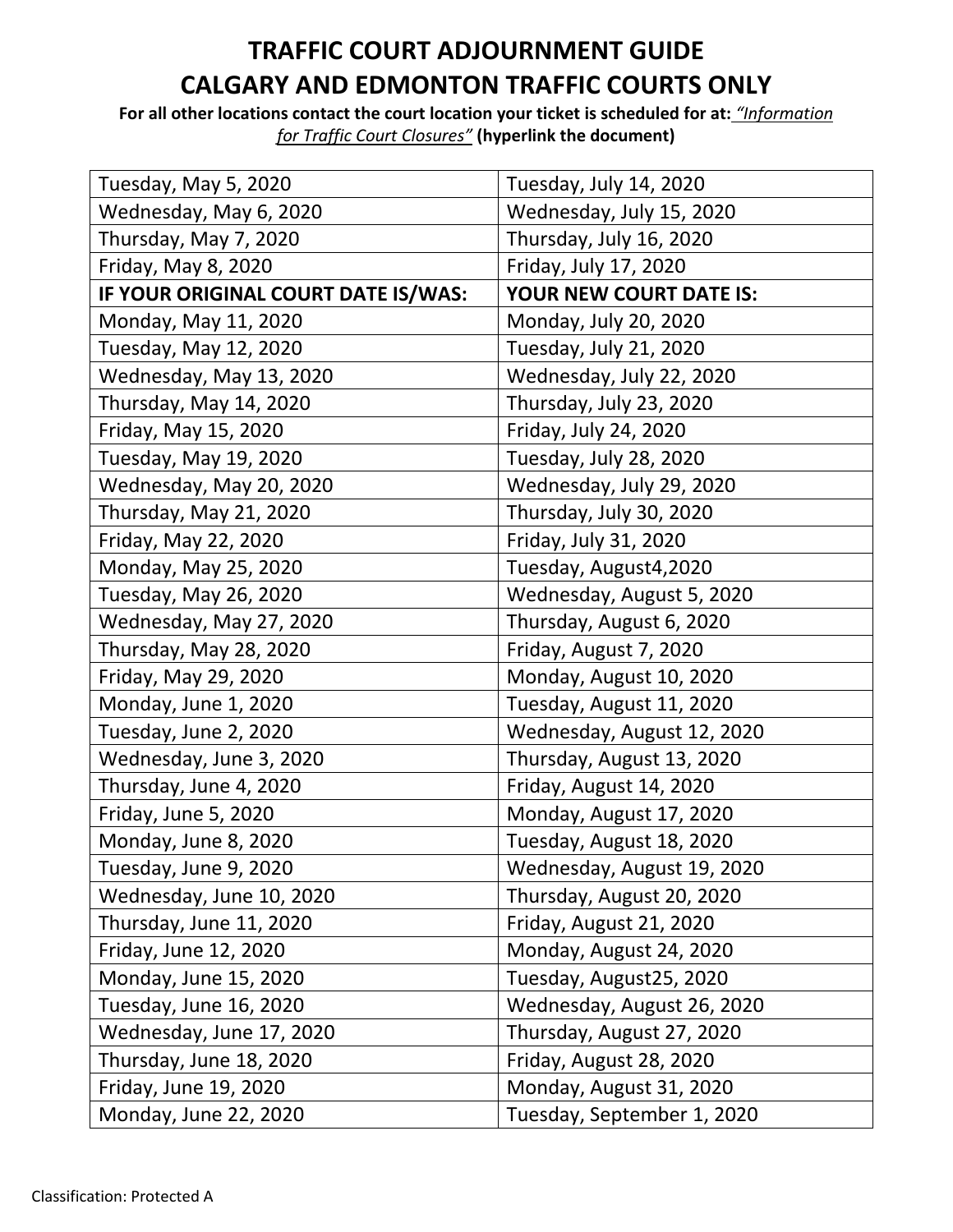# TRAFFIC COURT ADJOURNMENT GUIDE
# CALGARY AND EDMONTON TRAFFIC COURTS ONLY

**For all other locations contact the court location your ticket is scheduled for at:** *"Information for Traffic Court Closures"* **(hyperlink the document)**

| | |
|---|---|
| Tuesday, May 5, 2020 | Tuesday, July 14, 2020 |
| Wednesday, May 6, 2020 | Wednesday, July 15, 2020 |
| Thursday, May 7, 2020 | Thursday, July 16, 2020 |
| Friday, May 8, 2020 | Friday, July 17, 2020 |
| **IF YOUR ORIGINAL COURT DATE IS/WAS:** | **YOUR NEW COURT DATE IS:** |
| Monday, May 11, 2020 | Monday, July 20, 2020 |
| Tuesday, May 12, 2020 | Tuesday, July 21, 2020 |
| Wednesday, May 13, 2020 | Wednesday, July 22, 2020 |
| Thursday, May 14, 2020 | Thursday, July 23, 2020 |
| Friday, May 15, 2020 | Friday, July 24, 2020 |
| Tuesday, May 19, 2020 | Tuesday, July 28, 2020 |
| Wednesday, May 20, 2020 | Wednesday, July 29, 2020 |
| Thursday, May 21, 2020 | Thursday, July 30, 2020 |
| Friday, May 22, 2020 | Friday, July 31, 2020 |
| Monday, May 25, 2020 | Tuesday, August4,2020 |
| Tuesday, May 26, 2020 | Wednesday, August 5, 2020 |
| Wednesday, May 27, 2020 | Thursday, August 6, 2020 |
| Thursday, May 28, 2020 | Friday, August 7, 2020 |
| Friday, May 29, 2020 | Monday, August 10, 2020 |
| Monday, June 1, 2020 | Tuesday, August 11, 2020 |
| Tuesday, June 2, 2020 | Wednesday, August 12, 2020 |
| Wednesday, June 3, 2020 | Thursday, August 13, 2020 |
| Thursday, June 4, 2020 | Friday, August 14, 2020 |
| Friday, June 5, 2020 | Monday, August 17, 2020 |
| Monday, June 8, 2020 | Tuesday, August 18, 2020 |
| Tuesday, June 9, 2020 | Wednesday, August 19, 2020 |
| Wednesday, June 10, 2020 | Thursday, August 20, 2020 |
| Thursday, June 11, 2020 | Friday, August 21, 2020 |
| Friday, June 12, 2020 | Monday, August 24, 2020 |
| Monday, June 15, 2020 | Tuesday, August25, 2020 |
| Tuesday, June 16, 2020 | Wednesday, August 26, 2020 |
| Wednesday, June 17, 2020 | Thursday, August 27, 2020 |
| Thursday, June 18, 2020 | Friday, August 28, 2020 |
| Friday, June 19, 2020 | Monday, August 31, 2020 |
| Monday, June 22, 2020 | Tuesday, September 1, 2020 |

Classification: Protected A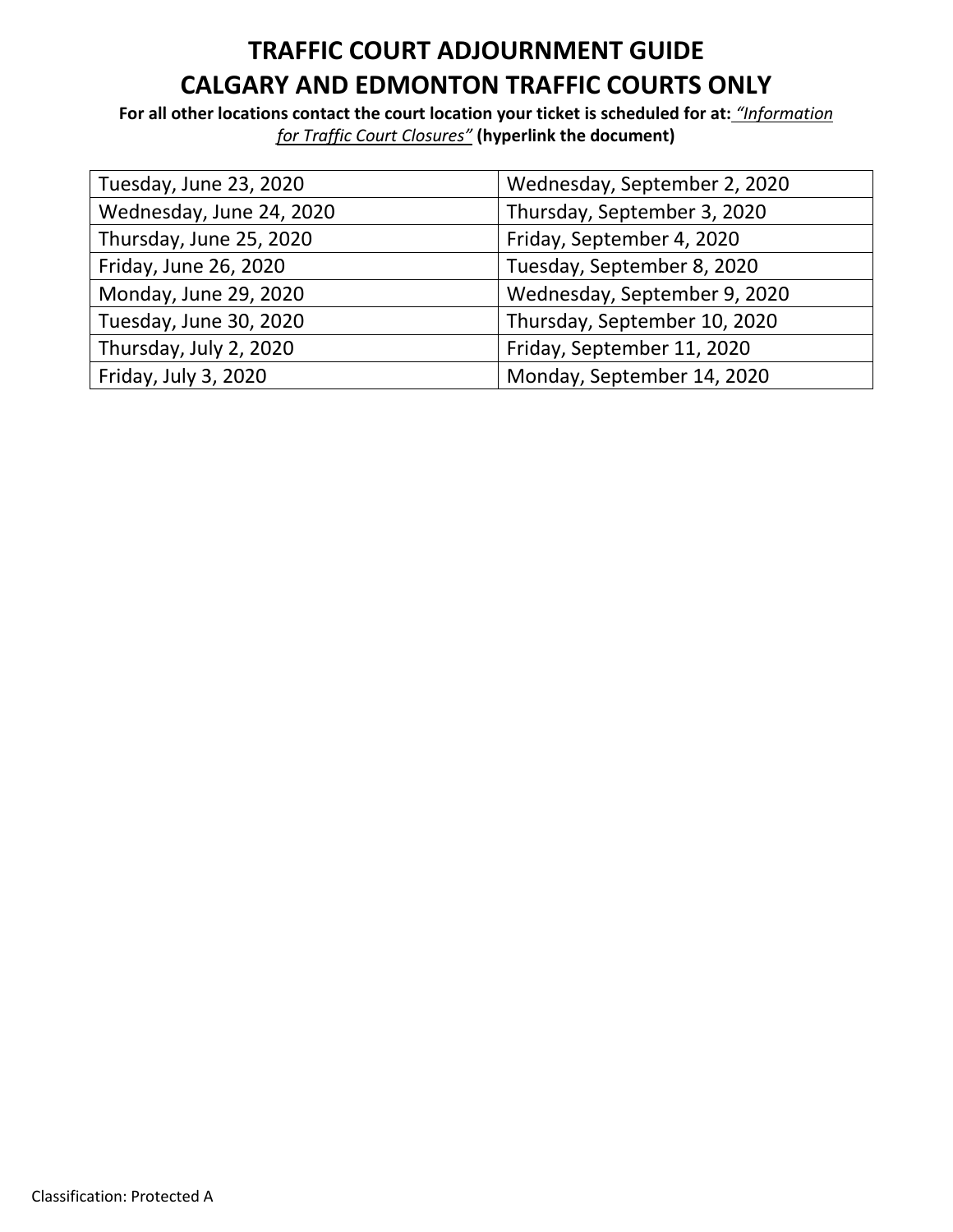# TRAFFIC COURT ADJOURNMENT GUIDE

# CALGARY AND EDMONTON TRAFFIC COURTS ONLY

**For all other locations contact the court location your ticket is scheduled for at:** *"Information for Traffic Court Closures"* **(hyperlink the document)**

| | |
|---|---|
| Tuesday, June 23, 2020 | Wednesday, September 2, 2020 |
| Wednesday, June 24, 2020 | Thursday, September 3, 2020 |
| Thursday, June 25, 2020 | Friday, September 4, 2020 |
| Friday, June 26, 2020 | Tuesday, September 8, 2020 |
| Monday, June 29, 2020 | Wednesday, September 9, 2020 |
| Tuesday, June 30, 2020 | Thursday, September 10, 2020 |
| Thursday, July 2, 2020 | Friday, September 11, 2020 |
| Friday, July 3, 2020 | Monday, September 14, 2020 |

Classification: Protected A